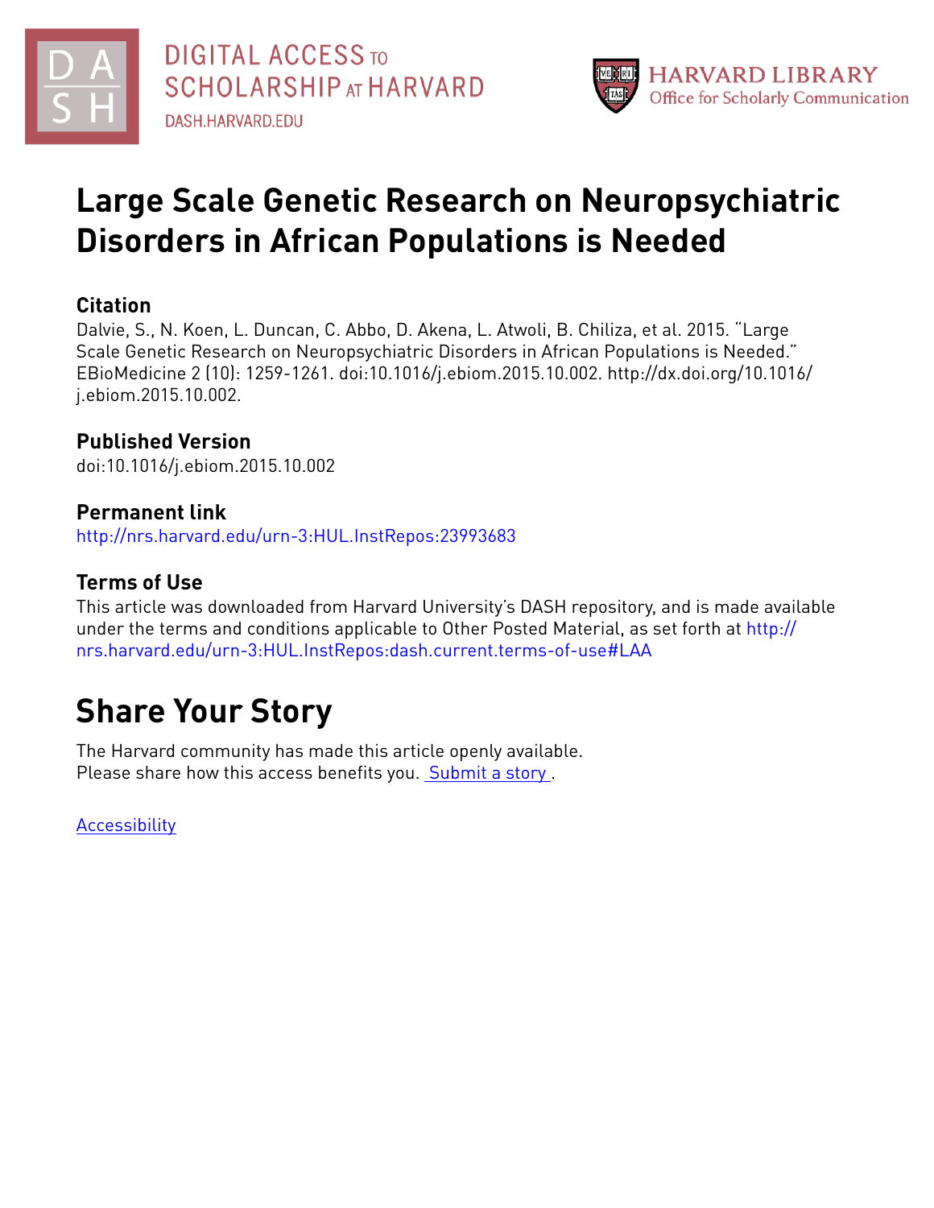DIGITAL ACCESS TO SCHOLARSHIP AT HARVARD

DASH.HARVARD.EDU

HARVARD LIBRARY
Office for Scholarly Communication

# Large Scale Genetic Research on Neuropsychiatric Disorders in African Populations is Needed

## Citation

Dalvie, S., N. Koen, L. Duncan, C. Abbo, D. Akena, L. Atwoli, B. Chiliza, et al. 2015. "Large Scale Genetic Research on Neuropsychiatric Disorders in African Populations is Needed." EBioMedicine 2 (10): 1259-1261. doi:10.1016/j.ebiom.2015.10.002. http://dx.doi.org/10.1016/j.ebiom.2015.10.002.

## Published Version

doi:10.1016/j.ebiom.2015.10.002

## Permanent link

http://nrs.harvard.edu/urn-3:HUL.InstRepos:23993683

## Terms of Use

This article was downloaded from Harvard University's DASH repository, and is made available under the terms and conditions applicable to Other Posted Material, as set forth at http://nrs.harvard.edu/urn-3:HUL.InstRepos:dash.current.terms-of-use#LAA

# Share Your Story

The Harvard community has made this article openly available.
Please share how this access benefits you. Submit a story .

Accessibility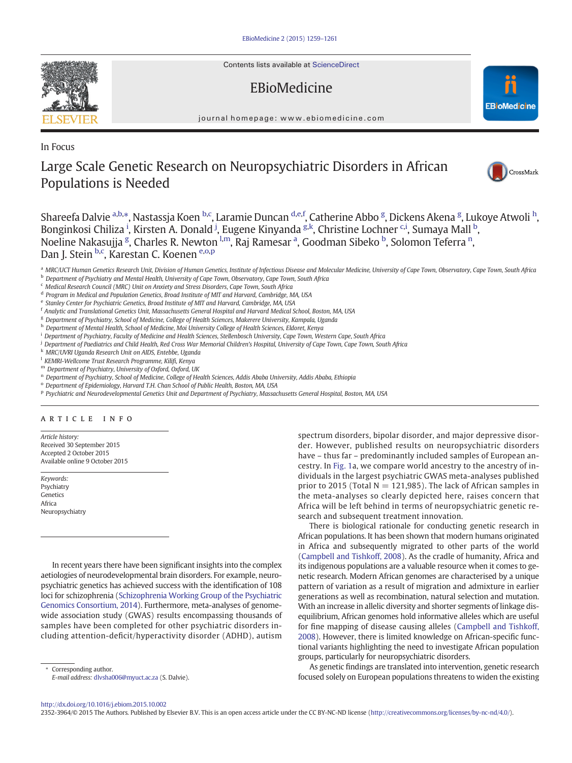In Focus

# Large Scale Genetic Research on Neuropsychiatric Disorders in African Populations is Needed

Shareefa Dalvie [a,b,*], Nastassja Koen [b,c], Laramie Duncan [d,e,f], Catherine Abbo [g], Dickens Akena [g], Lukoye Atwoli [h], Bonginkosi Chiliza [i], Kirsten A. Donald [j], Eugene Kinyanda [g,k], Christine Lochner [c,i], Sumaya Mall [b], Noeline Nakasujja [g], Charles R. Newton [l,m], Raj Ramesar [a], Goodman Sibeko [b], Solomon Teferra [n], Dan J. Stein [b,c], Karestan C. Koenen [e,o,p]

[a] MRC/UCT Human Genetics Research Unit, Division of Human Genetics, Institute of Infectious Disease and Molecular Medicine, University of Cape Town, Observatory, Cape Town, South Africa
[b] Department of Psychiatry and Mental Health, University of Cape Town, Observatory, Cape Town, South Africa
[c] Medical Research Council (MRC) Unit on Anxiety and Stress Disorders, Cape Town, South Africa
[d] Program in Medical and Population Genetics, Broad Institute of MIT and Harvard, Cambridge, MA, USA
[e] Stanley Center for Psychiatric Genetics, Broad Institute of MIT and Harvard, Cambridge, MA, USA
[f] Analytic and Translational Genetics Unit, Massachusetts General Hospital and Harvard Medical School, Boston, MA, USA
[g] Department of Psychiatry, School of Medicine, College of Health Sciences, Makerere University, Kampala, Uganda
[h] Department of Mental Health, School of Medicine, Moi University College of Health Sciences, Eldoret, Kenya
[i] Department of Psychiatry, Faculty of Medicine and Health Sciences, Stellenbosch University, Cape Town, Western Cape, South Africa
[j] Department of Paediatrics and Child Health, Red Cross War Memorial Children's Hospital, University of Cape Town, Cape Town, South Africa
[k] MRC/UVRI Uganda Research Unit on AIDS, Entebbe, Uganda
[l] KEMRI-Wellcome Trust Research Programme, Kilifi, Kenya
[m] Department of Psychiatry, University of Oxford, Oxford, UK
[n] Department of Psychiatry, School of Medicine, College of Health Sciences, Addis Ababa University, Addis Ababa, Ethiopia
[o] Department of Epidemiology, Harvard T.H. Chan School of Public Health, Boston, MA, USA
[p] Psychiatric and Neurodevelopmental Genetics Unit and Department of Psychiatry, Massachusetts General Hospital, Boston, MA, USA

## ARTICLE INFO

*Article history:*
Received 30 September 2015
Accepted 2 October 2015
Available online 9 October 2015

*Keywords:*
Psychiatry
Genetics
Africa
Neuropsychiatry

In recent years there have been significant insights into the complex aetiologies of neurodevelopmental brain disorders. For example, neuropsychiatric genetics has achieved success with the identification of 108 loci for schizophrenia (Schizophrenia Working Group of the Psychiatric Genomics Consortium, 2014). Furthermore, meta-analyses of genome-wide association study (GWAS) results encompassing thousands of samples have been completed for other psychiatric disorders including attention-deficit/hyperactivity disorder (ADHD), autism spectrum disorders, bipolar disorder, and major depressive disorder. However, published results on neuropsychiatric disorders have – thus far – predominantly included samples of European ancestry. In Fig. 1a, we compare world ancestry to the ancestry of individuals in the largest psychiatric GWAS meta-analyses published prior to 2015 (Total N = 121,985). The lack of African samples in the meta-analyses so clearly depicted here, raises concern that Africa will be left behind in terms of neuropsychiatric genetic research and subsequent treatment innovation.

There is biological rationale for conducting genetic research in African populations. It has been shown that modern humans originated in Africa and subsequently migrated to other parts of the world (Campbell and Tishkoff, 2008). As the cradle of humanity, Africa and its indigenous populations are a valuable resource when it comes to genetic research. Modern African genomes are characterised by a unique pattern of variation as a result of migration and admixture in earlier generations as well as recombination, natural selection and mutation. With an increase in allelic diversity and shorter segments of linkage disequilibrium, African genomes hold informative alleles which are useful for fine mapping of disease causing alleles (Campbell and Tishkoff, 2008). However, there is limited knowledge on African-specific functional variants highlighting the need to investigate African population groups, particularly for neuropsychiatric disorders.

As genetic findings are translated into intervention, genetic research focused solely on European populations threatens to widen the existing

\* Corresponding author.
*E-mail address:* dlvsha006@myuct.ac.za (S. Dalvie).

http://dx.doi.org/10.1016/j.ebiom.2015.10.002
2352-3964/© 2015 The Authors. Published by Elsevier B.V. This is an open access article under the CC BY-NC-ND license (http://creativecommons.org/licenses/by-nc-nd/4.0/).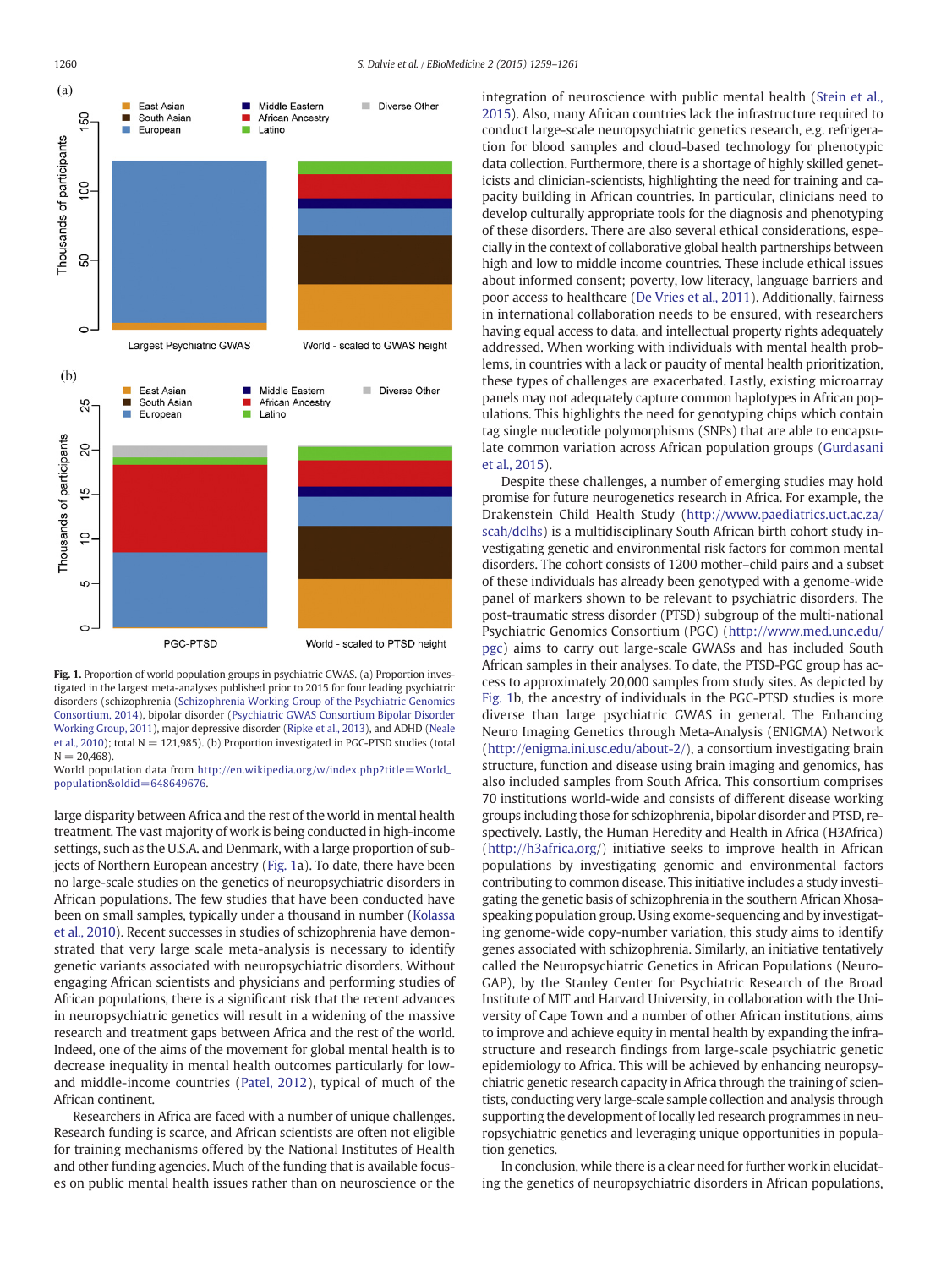Fig. 1. Proportion of world population groups in psychiatric GWAS. (a) Proportion investigated in the largest meta-analyses published prior to 2015 for four leading psychiatric disorders (schizophrenia (Schizophrenia Working Group of the Psychiatric Genomics Consortium, 2014), bipolar disorder (Psychiatric GWAS Consortium Bipolar Disorder Working Group, 2011), major depressive disorder (Ripke et al., 2013), and ADHD (Neale et al., 2010); total N = 121,985). (b) Proportion investigated in PGC-PTSD studies (total N = 20,468).
World population data from http://en.wikipedia.org/w/index.php?title=World_population&oldid=648649676.

large disparity between Africa and the rest of the world in mental health treatment. The vast majority of work is being conducted in high-income settings, such as the U.S.A. and Denmark, with a large proportion of subjects of Northern European ancestry (Fig. 1a). To date, there have been no large-scale studies on the genetics of neuropsychiatric disorders in African populations. The few studies that have been conducted have been on small samples, typically under a thousand in number (Kolassa et al., 2010). Recent successes in studies of schizophrenia have demonstrated that very large scale meta-analysis is necessary to identify genetic variants associated with neuropsychiatric disorders. Without engaging African scientists and physicians and performing studies of African populations, there is a significant risk that the recent advances in neuropsychiatric genetics will result in a widening of the massive research and treatment gaps between Africa and the rest of the world. Indeed, one of the aims of the movement for global mental health is to decrease inequality in mental health outcomes particularly for low- and middle-income countries (Patel, 2012), typical of much of the African continent.

Researchers in Africa are faced with a number of unique challenges. Research funding is scarce, and African scientists are often not eligible for training mechanisms offered by the National Institutes of Health and other funding agencies. Much of the funding that is available focuses on public mental health issues rather than on neuroscience or the integration of neuroscience with public mental health (Stein et al., 2015). Also, many African countries lack the infrastructure required to conduct large-scale neuropsychiatric genetics research, e.g. refrigeration for blood samples and cloud-based technology for phenotypic data collection. Furthermore, there is a shortage of highly skilled geneticists and clinician-scientists, highlighting the need for training and capacity building in African countries. In particular, clinicians need to develop culturally appropriate tools for the diagnosis and phenotyping of these disorders. There are also several ethical considerations, especially in the context of collaborative global health partnerships between high and low to middle income countries. These include ethical issues about informed consent; poverty, low literacy, language barriers and poor access to healthcare (De Vries et al., 2011). Additionally, fairness in international collaboration needs to be ensured, with researchers having equal access to data, and intellectual property rights adequately addressed. When working with individuals with mental health problems, in countries with a lack or paucity of mental health prioritization, these types of challenges are exacerbated. Lastly, existing microarray panels may not adequately capture common haplotypes in African populations. This highlights the need for genotyping chips which contain tag single nucleotide polymorphisms (SNPs) that are able to encapsulate common variation across African population groups (Gurdasani et al., 2015).

Despite these challenges, a number of emerging studies may hold promise for future neurogenetics research in Africa. For example, the Drakenstein Child Health Study (http://www.paediatrics.uct.ac.za/scah/dclhs) is a multidisciplinary South African birth cohort study investigating genetic and environmental risk factors for common mental disorders. The cohort consists of 1200 mother–child pairs and a subset of these individuals has already been genotyped with a genome-wide panel of markers shown to be relevant to psychiatric disorders. The post-traumatic stress disorder (PTSD) subgroup of the multi-national Psychiatric Genomics Consortium (PGC) (http://www.med.unc.edu/pgc) aims to carry out large-scale GWASs and has included South African samples in their analyses. To date, the PTSD-PGC group has access to approximately 20,000 samples from study sites. As depicted by Fig. 1b, the ancestry of individuals in the PGC-PTSD studies is more diverse than large psychiatric GWAS in general. The Enhancing Neuro Imaging Genetics through Meta-Analysis (ENIGMA) Network (http://enigma.ini.usc.edu/about-2/), a consortium investigating brain structure, function and disease using brain imaging and genomics, has also included samples from South Africa. This consortium comprises 70 institutions world-wide and consists of different disease working groups including those for schizophrenia, bipolar disorder and PTSD, respectively. Lastly, the Human Heredity and Health in Africa (H3Africa) (http://h3africa.org/) initiative seeks to improve health in African populations by investigating genomic and environmental factors contributing to common disease. This initiative includes a study investigating the genetic basis of schizophrenia in the southern African Xhosa-speaking population group. Using exome-sequencing and by investigating genome-wide copy-number variation, this study aims to identify genes associated with schizophrenia. Similarly, an initiative tentatively called the Neuropsychiatric Genetics in African Populations (Neuro-GAP), by the Stanley Center for Psychiatric Research of the Broad Institute of MIT and Harvard University, in collaboration with the University of Cape Town and a number of other African institutions, aims to improve and achieve equity in mental health by expanding the infrastructure and research findings from large-scale psychiatric genetic epidemiology to Africa. This will be achieved by enhancing neuropsychiatric genetic research capacity in Africa through the training of scientists, conducting very large-scale sample collection and analysis through supporting the development of locally led research programmes in neuropsychiatric genetics and leveraging unique opportunities in population genetics.

In conclusion, while there is a clear need for further work in elucidating the genetics of neuropsychiatric disorders in African populations,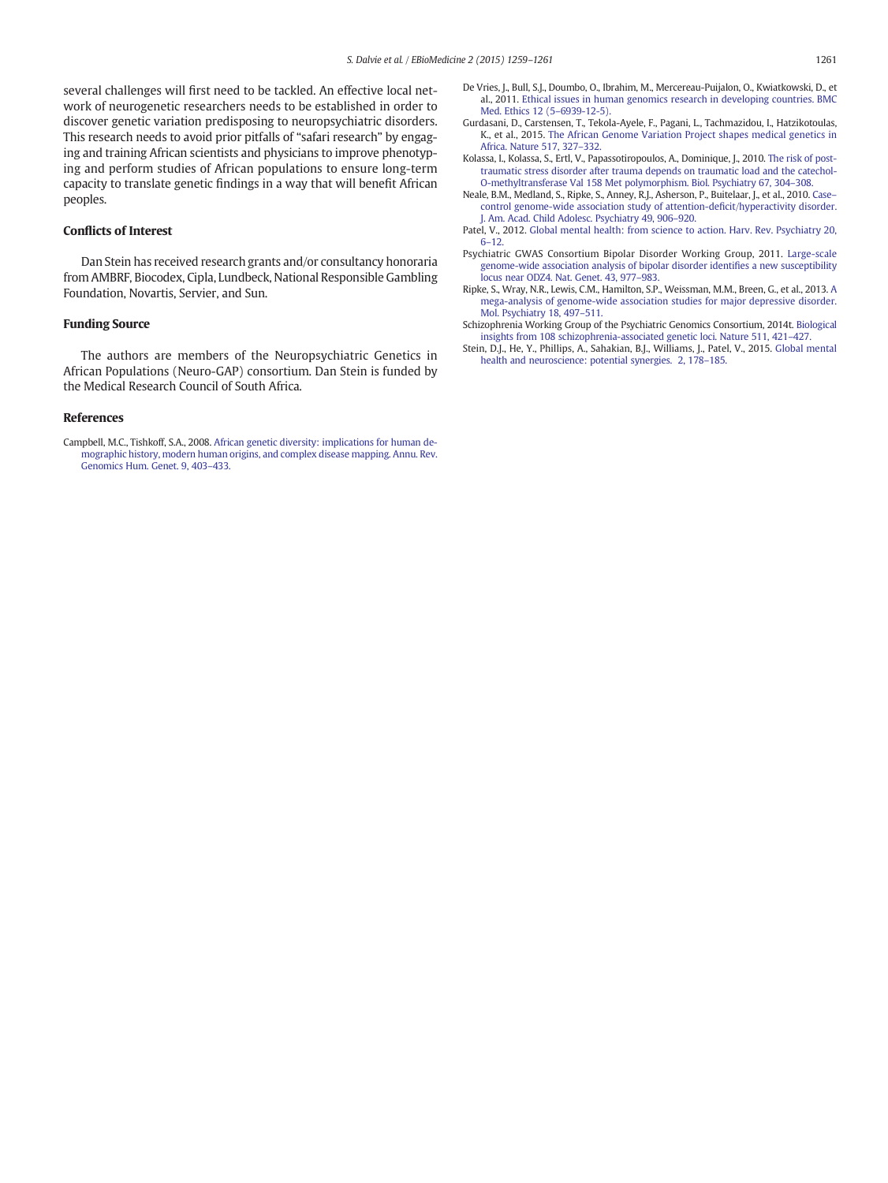several challenges will first need to be tackled. An effective local network of neurogenetic researchers needs to be established in order to discover genetic variation predisposing to neuropsychiatric disorders. This research needs to avoid prior pitfalls of "safari research" by engaging and training African scientists and physicians to improve phenotyping and perform studies of African populations to ensure long-term capacity to translate genetic findings in a way that will benefit African peoples.

## Conflicts of Interest

Dan Stein has received research grants and/or consultancy honoraria from AMBRF, Biocodex, Cipla, Lundbeck, National Responsible Gambling Foundation, Novartis, Servier, and Sun.

## Funding Source

The authors are members of the Neuropsychiatric Genetics in African Populations (Neuro-GAP) consortium. Dan Stein is funded by the Medical Research Council of South Africa.

## References

Campbell, M.C., Tishkoff, S.A., 2008. African genetic diversity: implications for human demographic history, modern human origins, and complex disease mapping. Annu. Rev. Genomics Hum. Genet. 9, 403–433.

De Vries, J., Bull, S.J., Doumbo, O., Ibrahim, M., Mercereau-Puijalon, O., Kwiatkowski, D., et al., 2011. Ethical issues in human genomics research in developing countries. BMC Med. Ethics 12 (5–6939-12-5).

Gurdasani, D., Carstensen, T., Tekola-Ayele, F., Pagani, L., Tachmazidou, I., Hatzikotoulas, K., et al., 2015. The African Genome Variation Project shapes medical genetics in Africa. Nature 517, 327–332.

Kolassa, I., Kolassa, S., Ertl, V., Papassotiropoulos, A., Dominique, J., 2010. The risk of post-traumatic stress disorder after trauma depends on traumatic load and the catechol-O-methyltransferase Val 158 Met polymorphism. Biol. Psychiatry 67, 304–308.

Neale, B.M., Medland, S., Ripke, S., Anney, R.J., Asherson, P., Buitelaar, J., et al., 2010. Case–control genome-wide association study of attention-deficit/hyperactivity disorder. J. Am. Acad. Child Adolesc. Psychiatry 49, 906–920.

Patel, V., 2012. Global mental health: from science to action. Harv. Rev. Psychiatry 20, 6–12.

Psychiatric GWAS Consortium Bipolar Disorder Working Group, 2011. Large-scale genome-wide association analysis of bipolar disorder identifies a new susceptibility locus near ODZ4. Nat. Genet. 43, 977–983.

Ripke, S., Wray, N.R., Lewis, C.M., Hamilton, S.P., Weissman, M.M., Breen, G., et al., 2013. A mega-analysis of genome-wide association studies for major depressive disorder. Mol. Psychiatry 18, 497–511.

Schizophrenia Working Group of the Psychiatric Genomics Consortium, 2014t. Biological insights from 108 schizophrenia-associated genetic loci. Nature 511, 421–427.

Stein, D.J., He, Y., Phillips, A., Sahakian, B.J., Williams, J., Patel, V., 2015. Global mental health and neuroscience: potential synergies. 2, 178–185.